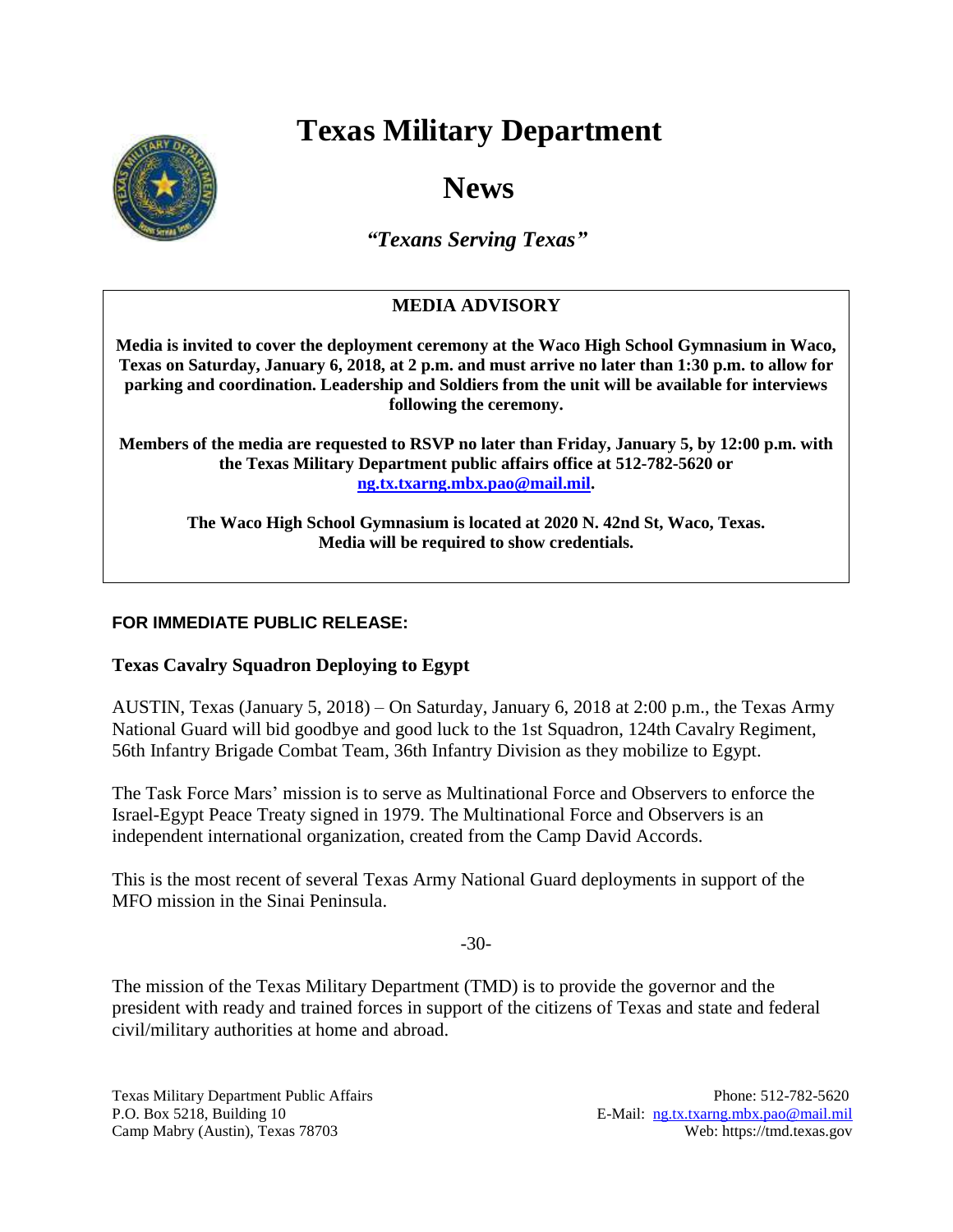# Texas Military Department

# News

*"Texans Serving Texas"*

## MEDIA ADVISORY

**Media is invited to cover the deployment ceremony at the Waco High School Gymnasium in Waco, Texas on Saturday, January 6, 2018, at 2 p.m. and must arrive no later than 1:30 p.m. to allow for parking and coordination. Leadership and Soldiers from the unit will be available for interviews following the ceremony.**

**Members of the media are requested to RSVP no later than Friday, January 5, by 12:00 p.m. with the Texas Military Department public affairs office at 512-782-5620 or ng.tx.txarng.mbx.pao@mail.mil.**

**The Waco High School Gymnasium is located at 2020 N. 42nd St, Waco, Texas. Media will be required to show credentials.**

**FOR IMMEDIATE PUBLIC RELEASE:**

**Texas Cavalry Squadron Deploying to Egypt**

AUSTIN, Texas (January 5, 2018) – On Saturday, January 6, 2018 at 2:00 p.m., the Texas Army National Guard will bid goodbye and good luck to the 1st Squadron, 124th Cavalry Regiment, 56th Infantry Brigade Combat Team, 36th Infantry Division as they mobilize to Egypt.

The Task Force Mars' mission is to serve as Multinational Force and Observers to enforce the Israel-Egypt Peace Treaty signed in 1979. The Multinational Force and Observers is an independent international organization, created from the Camp David Accords.

This is the most recent of several Texas Army National Guard deployments in support of the MFO mission in the Sinai Peninsula.

-30-

The mission of the Texas Military Department (TMD) is to provide the governor and the president with ready and trained forces in support of the citizens of Texas and state and federal civil/military authorities at home and abroad.

Texas Military Department Public Affairs
P.O. Box 5218, Building 10
Camp Mabry (Austin), Texas 78703

Phone: 512-782-5620
E-Mail: ng.tx.txarng.mbx.pao@mail.mil
Web: https://tmd.texas.gov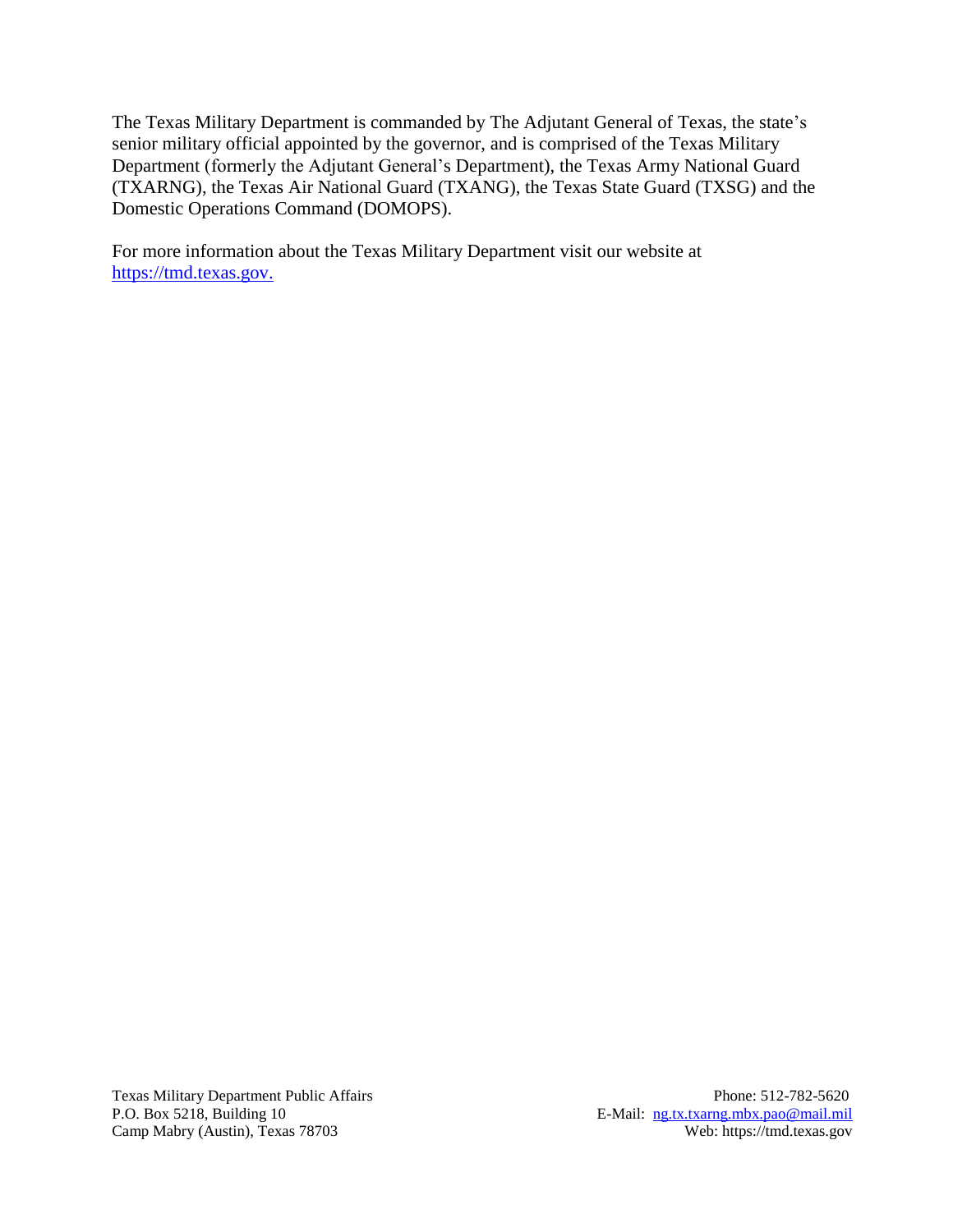The Texas Military Department is commanded by The Adjutant General of Texas, the state's senior military official appointed by the governor, and is comprised of the Texas Military Department (formerly the Adjutant General's Department), the Texas Army National Guard (TXARNG), the Texas Air National Guard (TXANG), the Texas State Guard (TXSG) and the Domestic Operations Command (DOMOPS).

For more information about the Texas Military Department visit our website at https://tmd.texas.gov.

Texas Military Department Public Affairs
P.O. Box 5218, Building 10
Camp Mabry (Austin), Texas 78703

Phone: 512-782-5620
E-Mail: ng.tx.txarng.mbx.pao@mail.mil
Web: https://tmd.texas.gov